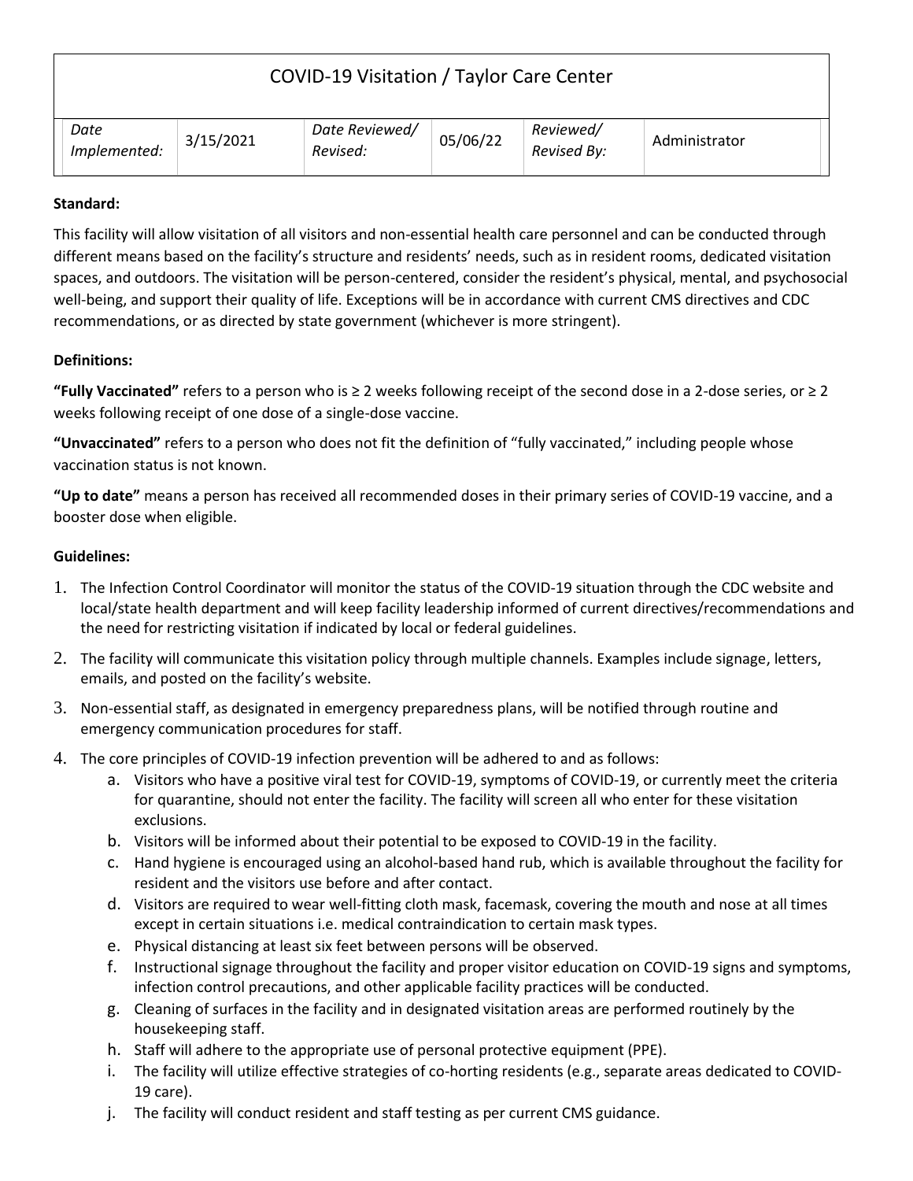# COVID-19 Visitation / Taylor Care Center

| *Date Implemented:* | 3/15/2021 | *Date Reviewed/ Revised:* | 05/06/22 | *Reviewed/ Revised By:* | Administrator |
|---|---|---|---|---|---|

**Standard:**

This facility will allow visitation of all visitors and non-essential health care personnel and can be conducted through different means based on the facility's structure and residents' needs, such as in resident rooms, dedicated visitation spaces, and outdoors. The visitation will be person-centered, consider the resident's physical, mental, and psychosocial well-being, and support their quality of life. Exceptions will be in accordance with current CMS directives and CDC recommendations, or as directed by state government (whichever is more stringent).

**Definitions:**

**"Fully Vaccinated"** refers to a person who is ≥ 2 weeks following receipt of the second dose in a 2-dose series, or ≥ 2 weeks following receipt of one dose of a single-dose vaccine.

**"Unvaccinated"** refers to a person who does not fit the definition of "fully vaccinated," including people whose vaccination status is not known.

**"Up to date"** means a person has received all recommended doses in their primary series of COVID-19 vaccine, and a booster dose when eligible.

**Guidelines:**

1. The Infection Control Coordinator will monitor the status of the COVID-19 situation through the CDC website and local/state health department and will keep facility leadership informed of current directives/recommendations and the need for restricting visitation if indicated by local or federal guidelines.
2. The facility will communicate this visitation policy through multiple channels. Examples include signage, letters, emails, and posted on the facility's website.
3. Non-essential staff, as designated in emergency preparedness plans, will be notified through routine and emergency communication procedures for staff.
4. The core principles of COVID-19 infection prevention will be adhered to and as follows:
   a. Visitors who have a positive viral test for COVID-19, symptoms of COVID-19, or currently meet the criteria for quarantine, should not enter the facility. The facility will screen all who enter for these visitation exclusions.
   b. Visitors will be informed about their potential to be exposed to COVID-19 in the facility.
   c. Hand hygiene is encouraged using an alcohol-based hand rub, which is available throughout the facility for resident and the visitors use before and after contact.
   d. Visitors are required to wear well-fitting cloth mask, facemask, covering the mouth and nose at all times except in certain situations i.e. medical contraindication to certain mask types.
   e. Physical distancing at least six feet between persons will be observed.
   f. Instructional signage throughout the facility and proper visitor education on COVID-19 signs and symptoms, infection control precautions, and other applicable facility practices will be conducted.
   g. Cleaning of surfaces in the facility and in designated visitation areas are performed routinely by the housekeeping staff.
   h. Staff will adhere to the appropriate use of personal protective equipment (PPE).
   i. The facility will utilize effective strategies of co-horting residents (e.g., separate areas dedicated to COVID-19 care).
   j. The facility will conduct resident and staff testing as per current CMS guidance.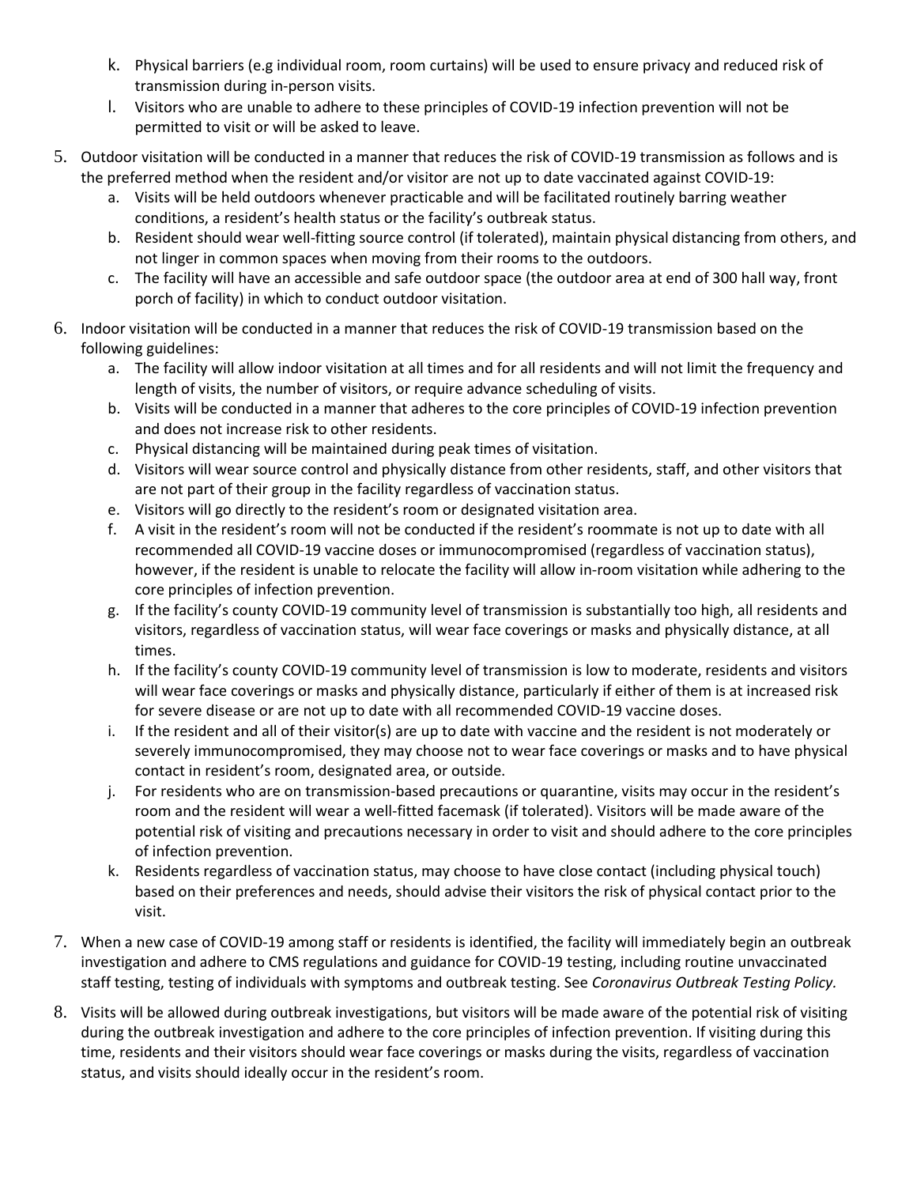k. Physical barriers (e.g individual room, room curtains) will be used to ensure privacy and reduced risk of transmission during in-person visits.

l. Visitors who are unable to adhere to these principles of COVID-19 infection prevention will not be permitted to visit or will be asked to leave.

5. Outdoor visitation will be conducted in a manner that reduces the risk of COVID-19 transmission as follows and is the preferred method when the resident and/or visitor are not up to date vaccinated against COVID-19:
   a. Visits will be held outdoors whenever practicable and will be facilitated routinely barring weather conditions, a resident's health status or the facility's outbreak status.
   b. Resident should wear well-fitting source control (if tolerated), maintain physical distancing from others, and not linger in common spaces when moving from their rooms to the outdoors.
   c. The facility will have an accessible and safe outdoor space (the outdoor area at end of 300 hall way, front porch of facility) in which to conduct outdoor visitation.

6. Indoor visitation will be conducted in a manner that reduces the risk of COVID-19 transmission based on the following guidelines:
   a. The facility will allow indoor visitation at all times and for all residents and will not limit the frequency and length of visits, the number of visitors, or require advance scheduling of visits.
   b. Visits will be conducted in a manner that adheres to the core principles of COVID-19 infection prevention and does not increase risk to other residents.
   c. Physical distancing will be maintained during peak times of visitation.
   d. Visitors will wear source control and physically distance from other residents, staff, and other visitors that are not part of their group in the facility regardless of vaccination status.
   e. Visitors will go directly to the resident's room or designated visitation area.
   f. A visit in the resident's room will not be conducted if the resident's roommate is not up to date with all recommended all COVID-19 vaccine doses or immunocompromised (regardless of vaccination status), however, if the resident is unable to relocate the facility will allow in-room visitation while adhering to the core principles of infection prevention.
   g. If the facility's county COVID-19 community level of transmission is substantially too high, all residents and visitors, regardless of vaccination status, will wear face coverings or masks and physically distance, at all times.
   h. If the facility's county COVID-19 community level of transmission is low to moderate, residents and visitors will wear face coverings or masks and physically distance, particularly if either of them is at increased risk for severe disease or are not up to date with all recommended COVID-19 vaccine doses.
   i. If the resident and all of their visitor(s) are up to date with vaccine and the resident is not moderately or severely immunocompromised, they may choose not to wear face coverings or masks and to have physical contact in resident's room, designated area, or outside.
   j. For residents who are on transmission-based precautions or quarantine, visits may occur in the resident's room and the resident will wear a well-fitted facemask (if tolerated). Visitors will be made aware of the potential risk of visiting and precautions necessary in order to visit and should adhere to the core principles of infection prevention.
   k. Residents regardless of vaccination status, may choose to have close contact (including physical touch) based on their preferences and needs, should advise their visitors the risk of physical contact prior to the visit.

7. When a new case of COVID-19 among staff or residents is identified, the facility will immediately begin an outbreak investigation and adhere to CMS regulations and guidance for COVID-19 testing, including routine unvaccinated staff testing, testing of individuals with symptoms and outbreak testing. See *Coronavirus Outbreak Testing Policy.*

8. Visits will be allowed during outbreak investigations, but visitors will be made aware of the potential risk of visiting during the outbreak investigation and adhere to the core principles of infection prevention. If visiting during this time, residents and their visitors should wear face coverings or masks during the visits, regardless of vaccination status, and visits should ideally occur in the resident's room.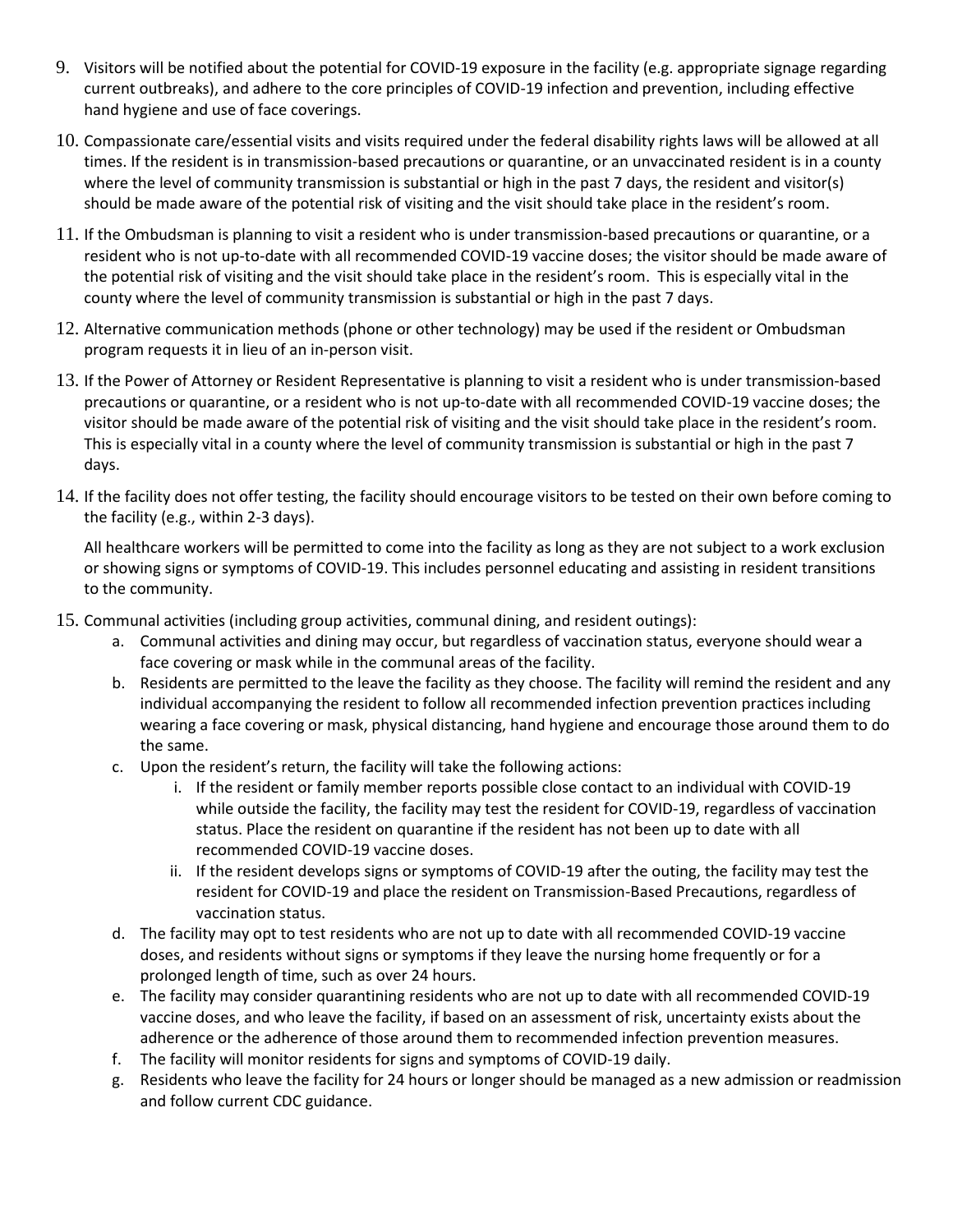9. Visitors will be notified about the potential for COVID-19 exposure in the facility (e.g. appropriate signage regarding current outbreaks), and adhere to the core principles of COVID-19 infection and prevention, including effective hand hygiene and use of face coverings.

10. Compassionate care/essential visits and visits required under the federal disability rights laws will be allowed at all times. If the resident is in transmission-based precautions or quarantine, or an unvaccinated resident is in a county where the level of community transmission is substantial or high in the past 7 days, the resident and visitor(s) should be made aware of the potential risk of visiting and the visit should take place in the resident's room.

11. If the Ombudsman is planning to visit a resident who is under transmission-based precautions or quarantine, or a resident who is not up-to-date with all recommended COVID-19 vaccine doses; the visitor should be made aware of the potential risk of visiting and the visit should take place in the resident's room. This is especially vital in the county where the level of community transmission is substantial or high in the past 7 days.

12. Alternative communication methods (phone or other technology) may be used if the resident or Ombudsman program requests it in lieu of an in-person visit.

13. If the Power of Attorney or Resident Representative is planning to visit a resident who is under transmission-based precautions or quarantine, or a resident who is not up-to-date with all recommended COVID-19 vaccine doses; the visitor should be made aware of the potential risk of visiting and the visit should take place in the resident's room. This is especially vital in a county where the level of community transmission is substantial or high in the past 7 days.

14. If the facility does not offer testing, the facility should encourage visitors to be tested on their own before coming to the facility (e.g., within 2-3 days).

    All healthcare workers will be permitted to come into the facility as long as they are not subject to a work exclusion or showing signs or symptoms of COVID-19. This includes personnel educating and assisting in resident transitions to the community.

15. Communal activities (including group activities, communal dining, and resident outings):
    a. Communal activities and dining may occur, but regardless of vaccination status, everyone should wear a face covering or mask while in the communal areas of the facility.
    b. Residents are permitted to the leave the facility as they choose. The facility will remind the resident and any individual accompanying the resident to follow all recommended infection prevention practices including wearing a face covering or mask, physical distancing, hand hygiene and encourage those around them to do the same.
    c. Upon the resident's return, the facility will take the following actions:
        i. If the resident or family member reports possible close contact to an individual with COVID-19 while outside the facility, the facility may test the resident for COVID-19, regardless of vaccination status. Place the resident on quarantine if the resident has not been up to date with all recommended COVID-19 vaccine doses.
        ii. If the resident develops signs or symptoms of COVID-19 after the outing, the facility may test the resident for COVID-19 and place the resident on Transmission-Based Precautions, regardless of vaccination status.
    d. The facility may opt to test residents who are not up to date with all recommended COVID-19 vaccine doses, and residents without signs or symptoms if they leave the nursing home frequently or for a prolonged length of time, such as over 24 hours.
    e. The facility may consider quarantining residents who are not up to date with all recommended COVID-19 vaccine doses, and who leave the facility, if based on an assessment of risk, uncertainty exists about the adherence or the adherence of those around them to recommended infection prevention measures.
    f. The facility will monitor residents for signs and symptoms of COVID-19 daily.
    g. Residents who leave the facility for 24 hours or longer should be managed as a new admission or readmission and follow current CDC guidance.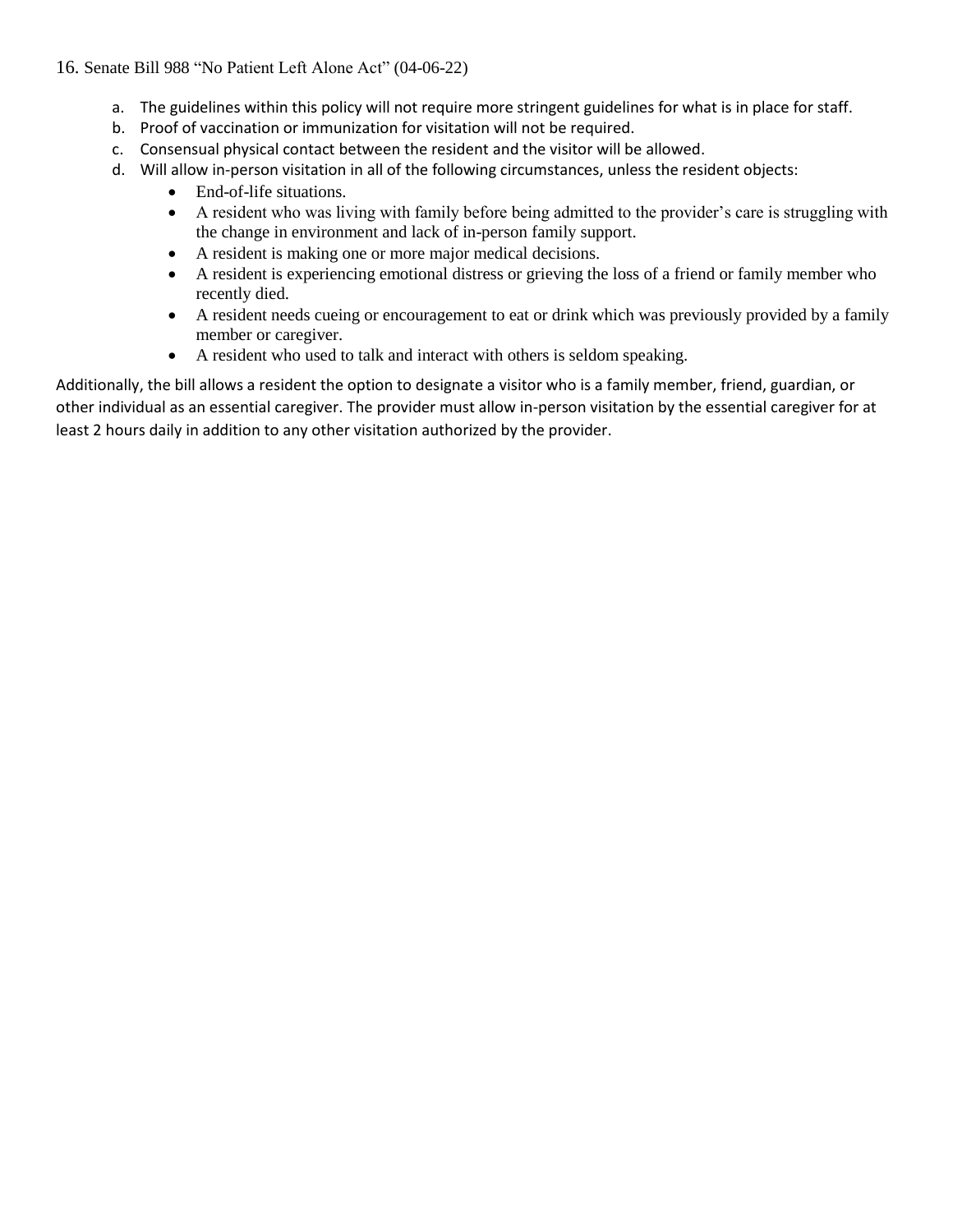16. Senate Bill 988 "No Patient Left Alone Act" (04-06-22)

a. The guidelines within this policy will not require more stringent guidelines for what is in place for staff.
b. Proof of vaccination or immunization for visitation will not be required.
c. Consensual physical contact between the resident and the visitor will be allowed.
d. Will allow in-person visitation in all of the following circumstances, unless the resident objects:
    - End-of-life situations.
    - A resident who was living with family before being admitted to the provider's care is struggling with the change in environment and lack of in-person family support.
    - A resident is making one or more major medical decisions.
    - A resident is experiencing emotional distress or grieving the loss of a friend or family member who recently died.
    - A resident needs cueing or encouragement to eat or drink which was previously provided by a family member or caregiver.
    - A resident who used to talk and interact with others is seldom speaking.

Additionally, the bill allows a resident the option to designate a visitor who is a family member, friend, guardian, or other individual as an essential caregiver. The provider must allow in-person visitation by the essential caregiver for at least 2 hours daily in addition to any other visitation authorized by the provider.